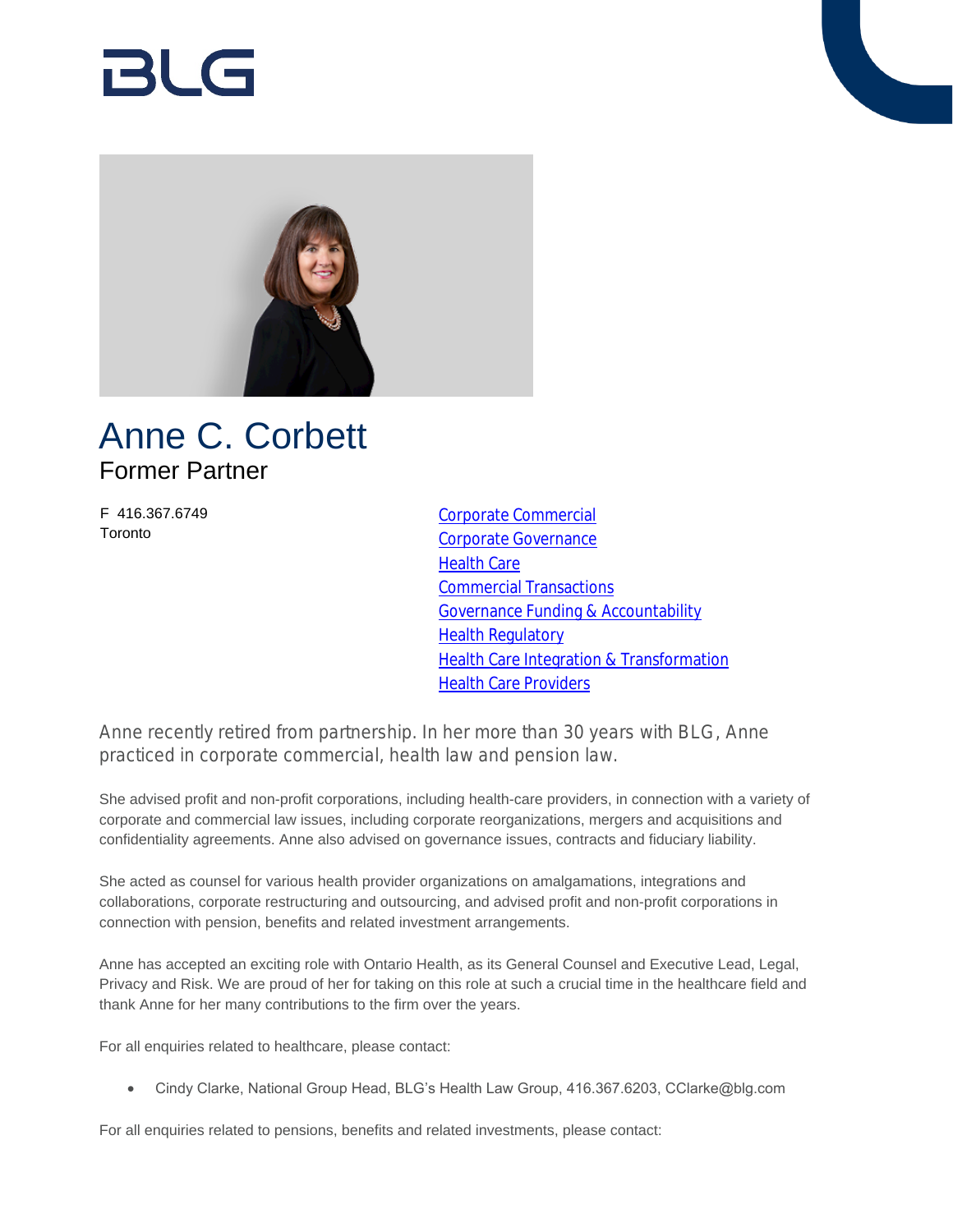# Anne C. Corbett

Former Partner

F 416.367.6749
Toronto

- Corporate Commercial
- Corporate Governance
- Health Care
- Commercial Transactions
- Governance Funding & Accountability
- Health Regulatory
- Health Care Integration & Transformation
- Health Care Providers

Anne recently retired from partnership. In her more than 30 years with BLG, Anne practiced in corporate commercial, health law and pension law.

She advised profit and non-profit corporations, including health-care providers, in connection with a variety of corporate and commercial law issues, including corporate reorganizations, mergers and acquisitions and confidentiality agreements. Anne also advised on governance issues, contracts and fiduciary liability.

She acted as counsel for various health provider organizations on amalgamations, integrations and collaborations, corporate restructuring and outsourcing, and advised profit and non-profit corporations in connection with pension, benefits and related investment arrangements.

Anne has accepted an exciting role with Ontario Health, as its General Counsel and Executive Lead, Legal, Privacy and Risk. We are proud of her for taking on this role at such a crucial time in the healthcare field and thank Anne for her many contributions to the firm over the years.

For all enquiries related to healthcare, please contact:

- Cindy Clarke, National Group Head, BLG's Health Law Group, 416.367.6203, CClarke@blg.com

For all enquiries related to pensions, benefits and related investments, please contact: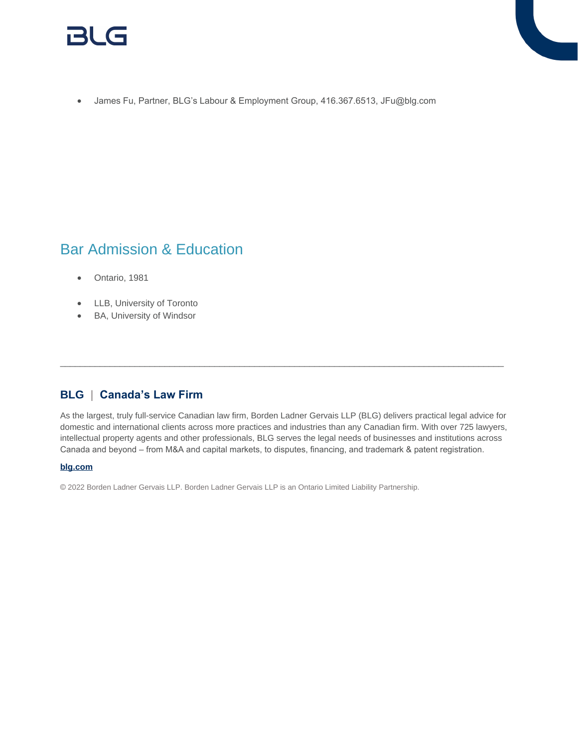- James Fu, Partner, BLG's Labour & Employment Group, 416.367.6513, JFu@blg.com

## Bar Admission & Education

- Ontario, 1981

- LLB, University of Toronto
- BA, University of Windsor

---

### BLG | Canada's Law Firm

As the largest, truly full-service Canadian law firm, Borden Ladner Gervais LLP (BLG) delivers practical legal advice for domestic and international clients across more practices and industries than any Canadian firm. With over 725 lawyers, intellectual property agents and other professionals, BLG serves the legal needs of businesses and institutions across Canada and beyond – from M&A and capital markets, to disputes, financing, and trademark & patent registration.

**blg.com**

© 2022 Borden Ladner Gervais LLP. Borden Ladner Gervais LLP is an Ontario Limited Liability Partnership.